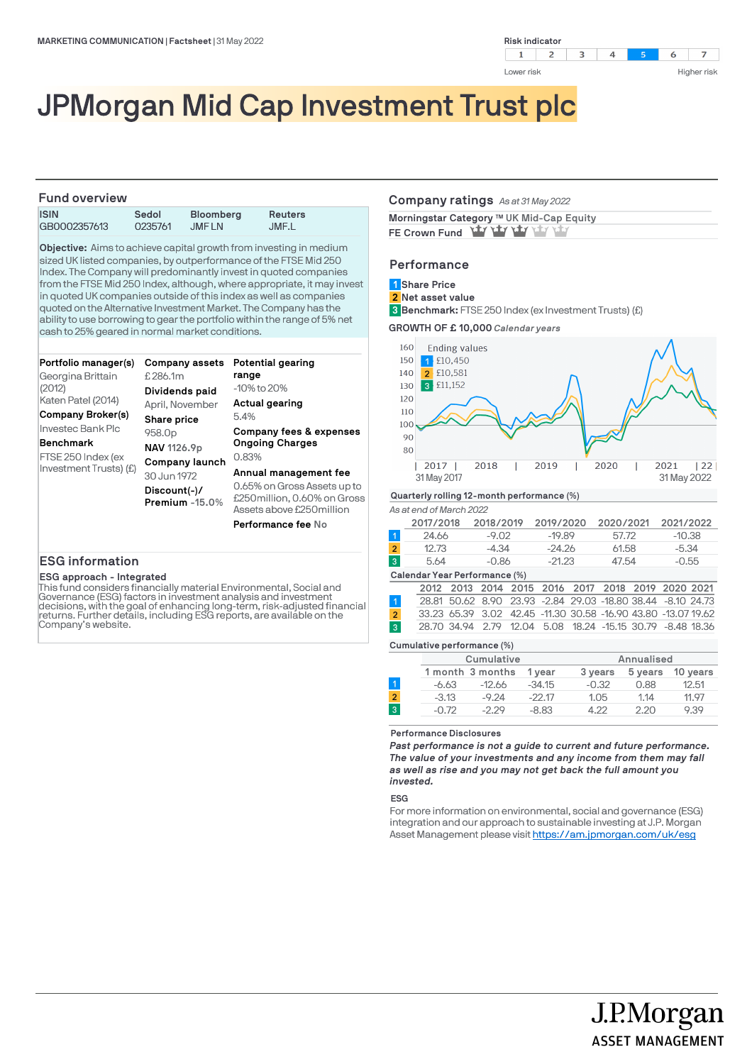MARKETING COMMUNICATION | Factsheet | 31 May 2022

Risk indicator

| 1 | 2 | 3 | 4 | **5** | 6 | 7 |
|---|---|---|---|---|---|---|

Lower risk — Higher risk

# JPMorgan Mid Cap Investment Trust plc

## Fund overview

| ISIN | Sedol | Bloomberg | Reuters |
|---|---|---|---|
| GB0002357613 | 0235761 | JMF LN | JMF.L |

**Objective:** Aims to achieve capital growth from investing in medium sized UK listed companies, by outperformance of the FTSE Mid 250 Index. The Company will predominantly invest in quoted companies from the FTSE Mid 250 Index, although, where appropriate, it may invest in quoted UK companies outside of this index as well as companies quoted on the Alternative Investment Market. The Company has the ability to use borrowing to gear the portfolio within the range of 5% net cash to 25% geared in normal market conditions.

**Portfolio manager(s)**
Georgina Brittain (2012)
Katen Patel (2014)

**Company Broker(s)**
Investec Bank Plc

**Benchmark**
FTSE 250 Index (ex Investment Trusts) (£)

**Company assets**
£286.1m

**Dividends paid**
April, November

**Share price**
958.0p

**NAV** 1126.9p

**Company launch**
30 Jun 1972

**Discount(-)/ Premium** -15.0%

**Potential gearing range**
-10% to 20%

**Actual gearing**
5.4%

**Company fees & expenses**
**Ongoing Charges**
0.83%

**Annual management fee**
0.65% on Gross Assets up to £250million, 0.60% on Gross Assets above £250million

**Performance fee** No

## ESG information

**ESG approach - Integrated**
This fund considers financially material Environmental, Social and Governance (ESG) factors in investment analysis and investment decisions, with the goal of enhancing long-term, risk-adjusted financial returns. Further details, including ESG reports, are available on the Company's website.

## Company ratings *As at 31 May 2022*

**Morningstar Category ™** UK Mid-Cap Equity

**FE Crown Fund** 3 of 5 crowns

## Performance

1 **Share Price**
2 **Net asset value**
3 **Benchmark:** FTSE 250 Index (ex Investment Trusts) (£)

**GROWTH OF £ 10,000** *Calendar years*

Ending values
1 £10,450
2 £10,581
3 £11,152

31 May 2017 – 31 May 2022

**Quarterly rolling 12-month performance (%)**

*As at end of March 2022*

| | 2017/2018 | 2018/2019 | 2019/2020 | 2020/2021 | 2021/2022 |
|---|---|---|---|---|---|
| 1 | 24.66 | -9.02 | -19.89 | 57.72 | -10.38 |
| 2 | 12.73 | -4.34 | -24.26 | 61.58 | -5.34 |
| 3 | 5.64 | -0.86 | -21.23 | 47.54 | -0.55 |

**Calendar Year Performance (%)**

| | 2012 | 2013 | 2014 | 2015 | 2016 | 2017 | 2018 | 2019 | 2020 | 2021 |
|---|---|---|---|---|---|---|---|---|---|---|
| 1 | 28.81 | 50.62 | 8.90 | 23.93 | -2.84 | 29.03 | -18.80 | 38.44 | -8.10 | 24.73 |
| 2 | 33.23 | 65.39 | 3.02 | 42.45 | -11.30 | 30.58 | -16.90 | 43.80 | -13.07 | 19.62 |
| 3 | 28.70 | 34.94 | 2.79 | 12.04 | 5.08 | 18.24 | -15.15 | 30.79 | -8.48 | 18.36 |

**Cumulative performance (%)**

| | Cumulative | | | Annualised | | |
|---|---|---|---|---|---|---|
| | 1 month | 3 months | 1 year | 3 years | 5 years | 10 years |
| 1 | -6.63 | -12.66 | -34.15 | -0.32 | 0.88 | 12.51 |
| 2 | -3.13 | -9.24 | -22.17 | 1.05 | 1.14 | 11.97 |
| 3 | -0.72 | -2.29 | -8.83 | 4.22 | 2.20 | 9.39 |

**Performance Disclosures**

***Past performance is not a guide to current and future performance. The value of your investments and any income from them may fall as well as rise and you may not get back the full amount you invested.***

**ESG**

For more information on environmental, social and governance (ESG) integration and our approach to sustainable investing at J.P. Morgan Asset Management please visit https://am.jpmorgan.com/uk/esg

J.P.Morgan ASSET MANAGEMENT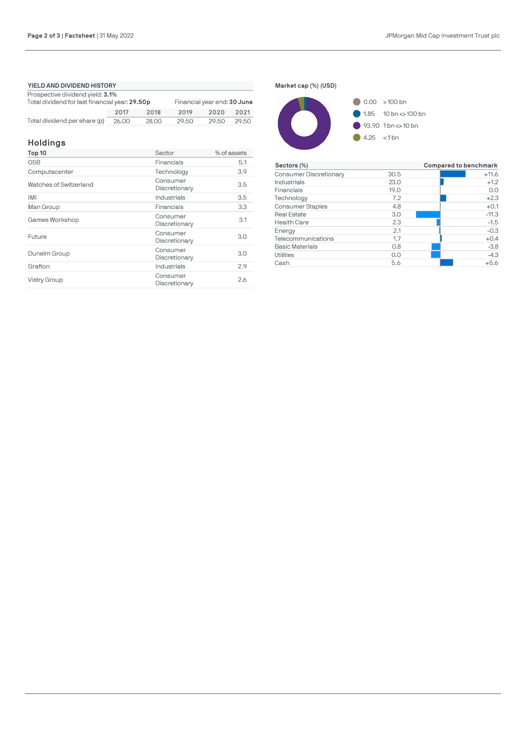## YIELD AND DIVIDEND HISTORY

Prospective dividend yield: **3.1%**

Total dividend for last financial year: **29.50p**

Financial year end: **30 June**

| | 2017 | 2018 | 2019 | 2020 | 2021 |
|---|---|---|---|---|---|
| Total dividend per share (p) | 26.00 | 28.00 | 29.50 | 29.50 | 29.50 |

## Holdings

| Top 10 | Sector | % of assets |
|---|---|---|
| OSB | Financials | 5.1 |
| Computacenter | Technology | 3.9 |
| Watches of Switzerland | Consumer Discretionary | 3.5 |
| IMI | Industrials | 3.5 |
| Man Group | Financials | 3.3 |
| Games Workshop | Consumer Discretionary | 3.1 |
| Future | Consumer Discretionary | 3.0 |
| Dunelm Group | Consumer Discretionary | 3.0 |
| Grafton | Industrials | 2.9 |
| Vistry Group | Consumer Discretionary | 2.6 |

**Market cap (%) (USD)**

| % | Market cap |
|---|---|
| 0.00 | >100 bn |
| 1.85 | 10 bn <> 100 bn |
| 93.90 | 1 bn <> 10 bn |
| 4.25 | <1 bn |

| Sectors (%) | | Compared to benchmark |
|---|---|---|
| Consumer Discretionary | 30.5 | +11.6 |
| Industrials | 23.0 | +1.2 |
| Financials | 19.0 | 0.0 |
| Technology | 7.2 | +2.3 |
| Consumer Staples | 4.8 | +0.1 |
| Real Estate | 3.0 | -11.3 |
| Health Care | 2.3 | -1.5 |
| Energy | 2.1 | -0.3 |
| Telecommunications | 1.7 | +0.4 |
| Basic Materials | 0.8 | -3.8 |
| Utilities | 0.0 | -4.3 |
| Cash | 5.6 | +5.6 |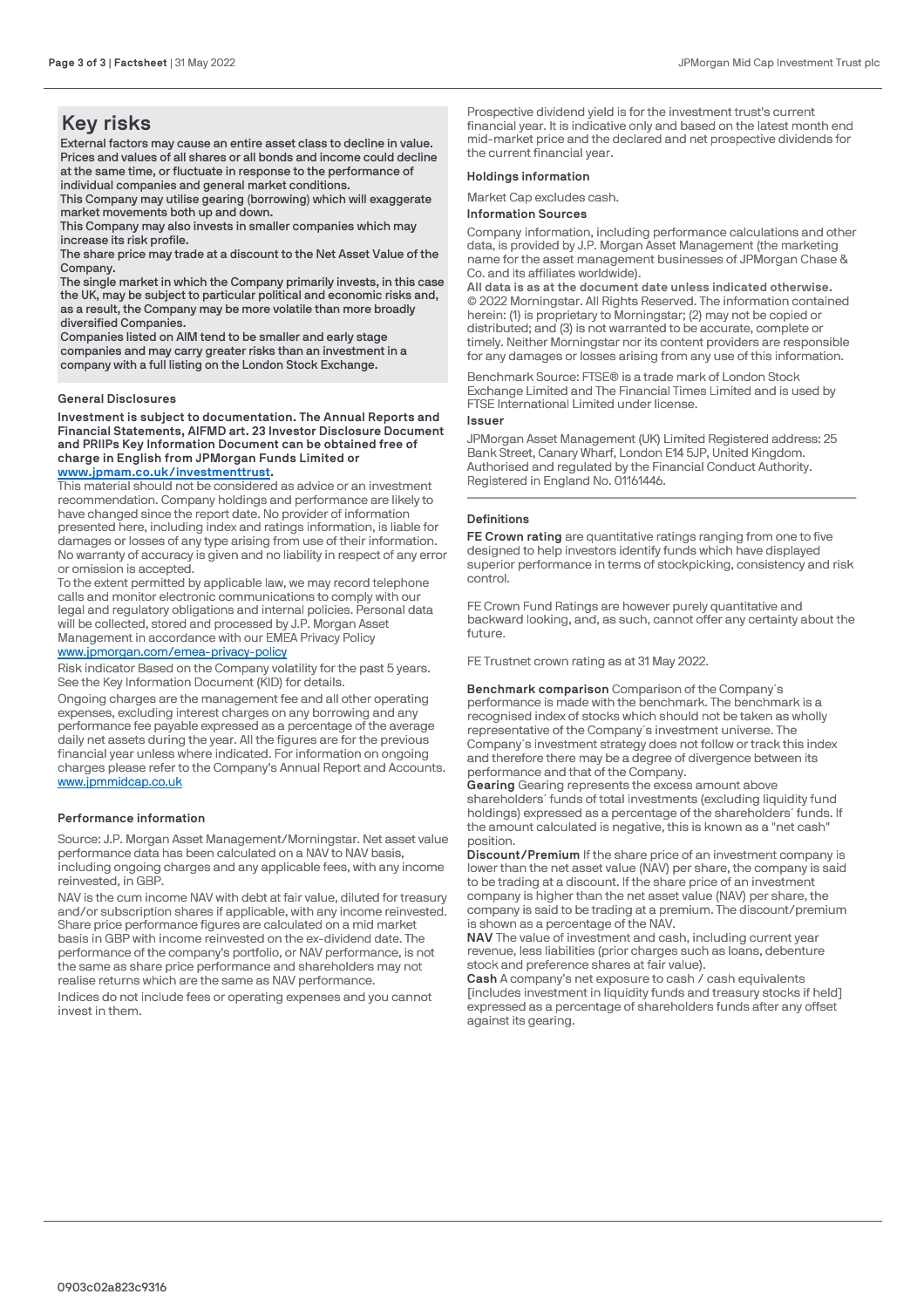## Key risks

External factors may cause an entire asset class to decline in value. Prices and values of all shares or all bonds and income could decline at the same time, or fluctuate in response to the performance of individual companies and general market conditions.
This Company may utilise gearing (borrowing) which will exaggerate market movements both up and down.
This Company may also invests in smaller companies which may increase its risk profile.
The share price may trade at a discount to the Net Asset Value of the Company.
The single market in which the Company primarily invests, in this case the UK, may be subject to particular political and economic risks and, as a result, the Company may be more volatile than more broadly diversified Companies.
Companies listed on AIM tend to be smaller and early stage companies and may carry greater risks than an investment in a company with a full listing on the London Stock Exchange.

### General Disclosures

**Investment is subject to documentation. The Annual Reports and Financial Statements, AIFMD art. 23 Investor Disclosure Document and PRIIPs Key Information Document can be obtained free of charge in English from JPMorgan Funds Limited or www.jpmam.co.uk/investmenttrust.**

This material should not be considered as advice or an investment recommendation. Company holdings and performance are likely to have changed since the report date. No provider of information presented here, including index and ratings information, is liable for damages or losses of any type arising from use of their information. No warranty of accuracy is given and no liability in respect of any error or omission is accepted.
To the extent permitted by applicable law, we may record telephone calls and monitor electronic communications to comply with our legal and regulatory obligations and internal policies. Personal data will be collected, stored and processed by J.P. Morgan Asset Management in accordance with our EMEA Privacy Policy www.jpmorgan.com/emea-privacy-policy

Risk indicator Based on the Company volatility for the past 5 years. See the Key Information Document (KID) for details.

Ongoing charges are the management fee and all other operating expenses, excluding interest charges on any borrowing and any performance fee payable expressed as a percentage of the average daily net assets during the year. All the figures are for the previous financial year unless where indicated. For information on ongoing charges please refer to the Company's Annual Report and Accounts. www.jpmmidcap.co.uk

### Performance information

Source: J.P. Morgan Asset Management/Morningstar. Net asset value performance data has been calculated on a NAV to NAV basis, including ongoing charges and any applicable fees, with any income reinvested, in GBP.

NAV is the cum income NAV with debt at fair value, diluted for treasury and/or subscription shares if applicable, with any income reinvested. Share price performance figures are calculated on a mid market basis in GBP with income reinvested on the ex-dividend date. The performance of the company's portfolio, or NAV performance, is not the same as share price performance and shareholders may not realise returns which are the same as NAV performance.

Indices do not include fees or operating expenses and you cannot invest in them.

Prospective dividend yield is for the investment trust's current financial year. It is indicative only and based on the latest month end mid-market price and the declared and net prospective dividends for the current financial year.

### Holdings information

Market Cap excludes cash.

### Information Sources

Company information, including performance calculations and other data, is provided by J.P. Morgan Asset Management (the marketing name for the asset management businesses of JPMorgan Chase & Co. and its affiliates worldwide).

**All data is as at the document date unless indicated otherwise.**

© 2022 Morningstar. All Rights Reserved. The information contained herein: (1) is proprietary to Morningstar; (2) may not be copied or distributed; and (3) is not warranted to be accurate, complete or timely. Neither Morningstar nor its content providers are responsible for any damages or losses arising from any use of this information.

Benchmark Source: FTSE® is a trade mark of London Stock Exchange Limited and The Financial Times Limited and is used by FTSE International Limited under license.

### Issuer

JPMorgan Asset Management (UK) Limited Registered address: 25 Bank Street, Canary Wharf, London E14 5JP, United Kingdom. Authorised and regulated by the Financial Conduct Authority. Registered in England No. 01161446.

### Definitions

**FE Crown rating** are quantitative ratings ranging from one to five designed to help investors identify funds which have displayed superior performance in terms of stockpicking, consistency and risk control.

FE Crown Fund Ratings are however purely quantitative and backward looking, and, as such, cannot offer any certainty about the future.

FE Trustnet crown rating as at 31 May 2022.

**Benchmark comparison** Comparison of the Company´s performance is made with the benchmark. The benchmark is a recognised index of stocks which should not be taken as wholly representative of the Company´s investment universe. The Company´s investment strategy does not follow or track this index and therefore there may be a degree of divergence between its performance and that of the Company.
**Gearing** Gearing represents the excess amount above shareholders´ funds of total investments (excluding liquidity fund holdings) expressed as a percentage of the shareholders´ funds. If the amount calculated is negative, this is known as a "net cash" position.
**Discount/Premium** If the share price of an investment company is lower than the net asset value (NAV) per share, the company is said to be trading at a discount. If the share price of an investment company is higher than the net asset value (NAV) per share, the company is said to be trading at a premium. The discount/premium is shown as a percentage of the NAV.
**NAV** The value of investment and cash, including current year revenue, less liabilities (prior charges such as loans, debenture stock and preference shares at fair value).
**Cash** A company's net exposure to cash / cash equivalents [includes investment in liquidity funds and treasury stocks if held] expressed as a percentage of shareholders funds after any offset against its gearing.

0903c02a823c9316